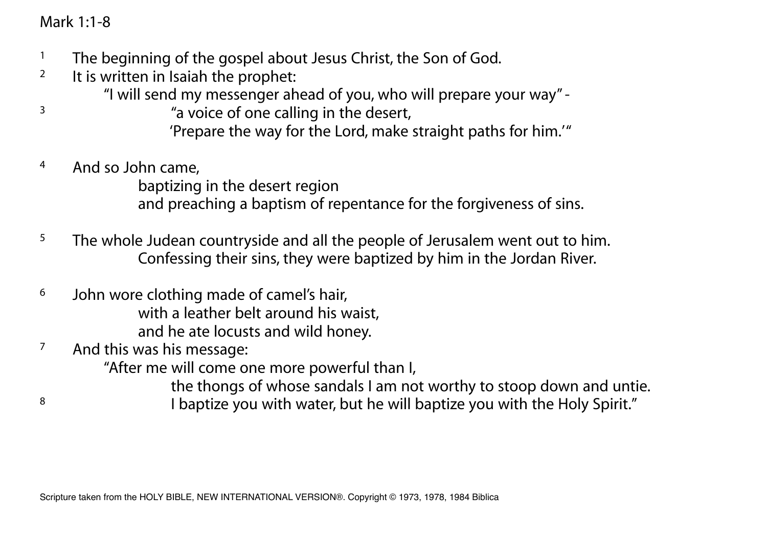Mark 1:1-8

1 The beginning of the gospel about Jesus Christ, the Son of God.

2 It is written in Isaiah the prophet:

"I will send my messenger ahead of you, who will prepare your way" -

3 "a voice of one calling in the desert,

'Prepare the way for the Lord, make straight paths for him.'"

4 And so John came,

baptizing in the desert region

and preaching a baptism of repentance for the forgiveness of sins.

5 The whole Judean countryside and all the people of Jerusalem went out to him.

Confessing their sins, they were baptized by him in the Jordan River.

6 John wore clothing made of camel's hair,

with a leather belt around his waist,

and he ate locusts and wild honey.

7 And this was his message:

"After me will come one more powerful than I,

the thongs of whose sandals I am not worthy to stoop down and untie.

8 I baptize you with water, but he will baptize you with the Holy Spirit."

Scripture taken from the HOLY BIBLE, NEW INTERNATIONAL VERSION®. Copyright © 1973, 1978, 1984 Biblica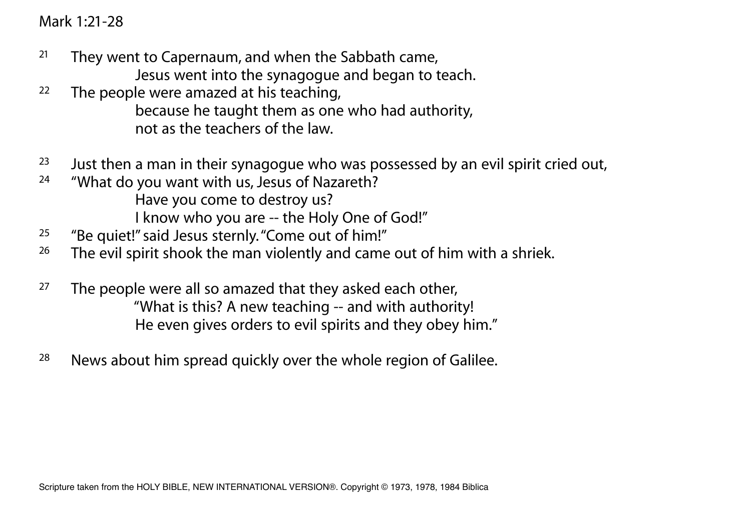Mark 1:21-28

21 They went to Capernaum, and when the Sabbath came,
 Jesus went into the synagogue and began to teach.
22 The people were amazed at his teaching,
 because he taught them as one who had authority,
 not as the teachers of the law.

23 Just then a man in their synagogue who was possessed by an evil spirit cried out,
24 "What do you want with us, Jesus of Nazareth?
 Have you come to destroy us?
 I know who you are -- the Holy One of God!"
25 "Be quiet!" said Jesus sternly. "Come out of him!"
26 The evil spirit shook the man violently and came out of him with a shriek.

27 The people were all so amazed that they asked each other,
 "What is this? A new teaching -- and with authority!
 He even gives orders to evil spirits and they obey him."

28 News about him spread quickly over the whole region of Galilee.

Scripture taken from the HOLY BIBLE, NEW INTERNATIONAL VERSION®. Copyright © 1973, 1978, 1984 Biblica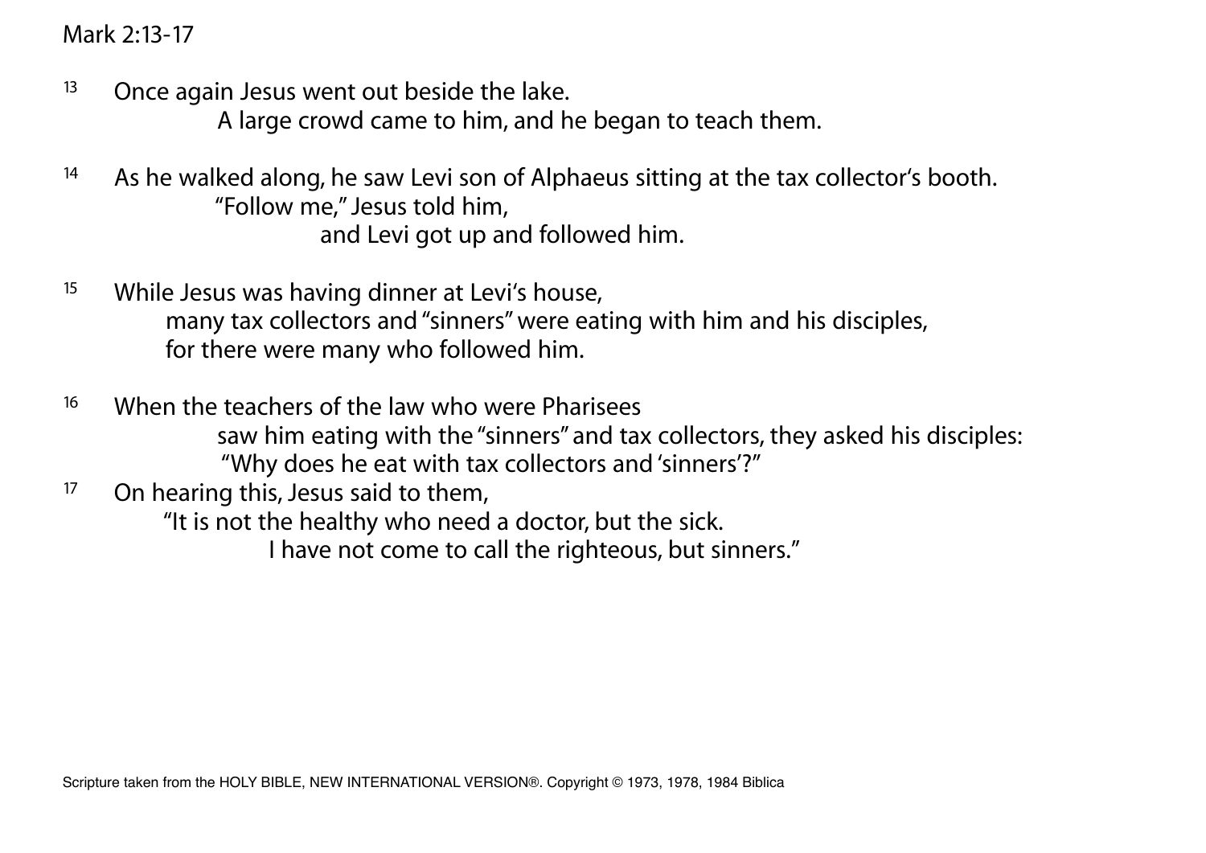Mark 2:13-17

13 Once again Jesus went out beside the lake.
A large crowd came to him, and he began to teach them.

14 As he walked along, he saw Levi son of Alphaeus sitting at the tax collector's booth.
"Follow me," Jesus told him,
and Levi got up and followed him.

15 While Jesus was having dinner at Levi's house,
many tax collectors and "sinners" were eating with him and his disciples,
for there were many who followed him.

16 When the teachers of the law who were Pharisees
saw him eating with the "sinners" and tax collectors, they asked his disciples:
"Why does he eat with tax collectors and 'sinners'?"

17 On hearing this, Jesus said to them,
"It is not the healthy who need a doctor, but the sick.
I have not come to call the righteous, but sinners."

Scripture taken from the HOLY BIBLE, NEW INTERNATIONAL VERSION®. Copyright © 1973, 1978, 1984 Biblica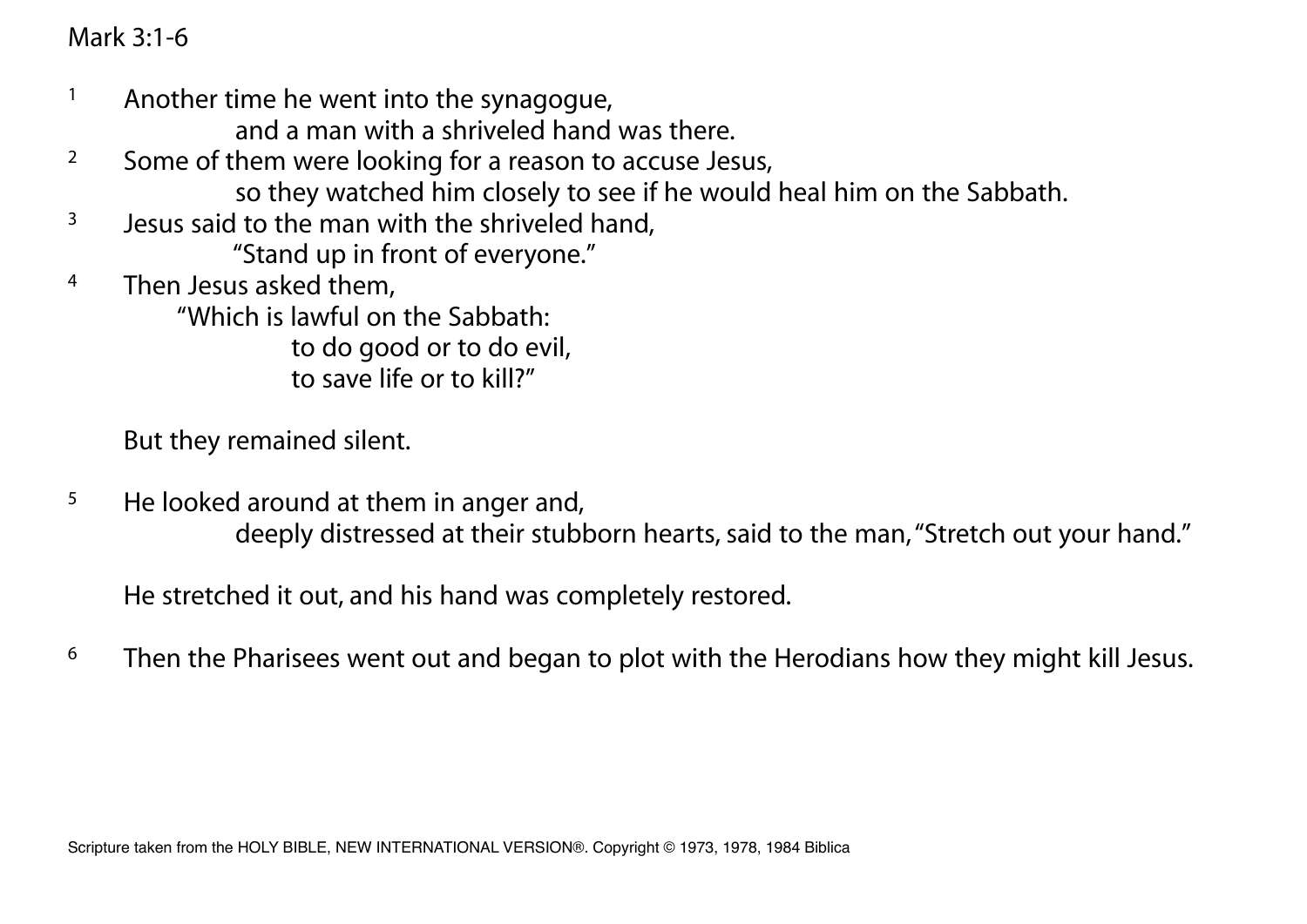Mark 3:1-6

[1] Another time he went into the synagogue,
and a man with a shriveled hand was there.

[2] Some of them were looking for a reason to accuse Jesus,
so they watched him closely to see if he would heal him on the Sabbath.

[3] Jesus said to the man with the shriveled hand,
"Stand up in front of everyone."

[4] Then Jesus asked them,
"Which is lawful on the Sabbath:
to do good or to do evil,
to save life or to kill?"

But they remained silent.

[5] He looked around at them in anger and,
deeply distressed at their stubborn hearts, said to the man, "Stretch out your hand."

He stretched it out, and his hand was completely restored.

[6] Then the Pharisees went out and began to plot with the Herodians how they might kill Jesus.

Scripture taken from the HOLY BIBLE, NEW INTERNATIONAL VERSION®. Copyright © 1973, 1978, 1984 Biblica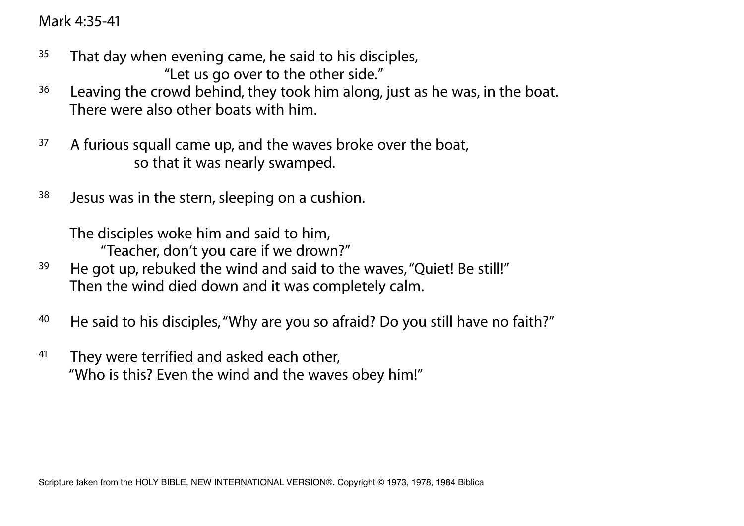Mark 4:35-41

35 That day when evening came, he said to his disciples,
"Let us go over to the other side."
36 Leaving the crowd behind, they took him along, just as he was, in the boat.
There were also other boats with him.

37 A furious squall came up, and the waves broke over the boat,
so that it was nearly swamped.

38 Jesus was in the stern, sleeping on a cushion.

The disciples woke him and said to him,
"Teacher, don't you care if we drown?"
39 He got up, rebuked the wind and said to the waves, "Quiet! Be still!"
Then the wind died down and it was completely calm.

40 He said to his disciples, "Why are you so afraid? Do you still have no faith?"

41 They were terrified and asked each other,
"Who is this? Even the wind and the waves obey him!"

Scripture taken from the HOLY BIBLE, NEW INTERNATIONAL VERSION®. Copyright © 1973, 1978, 1984 Biblica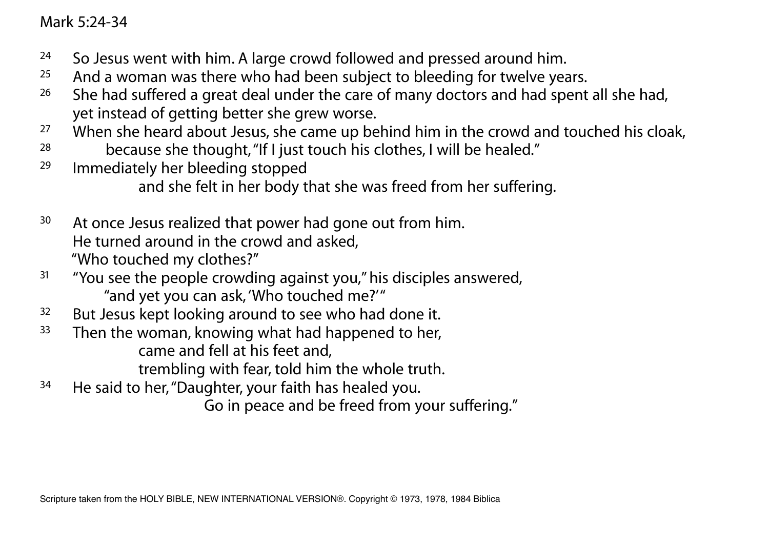Mark 5:24-34

[24] So Jesus went with him. A large crowd followed and pressed around him.
[25] And a woman was there who had been subject to bleeding for twelve years.
[26] She had suffered a great deal under the care of many doctors and had spent all she had, yet instead of getting better she grew worse.
[27] When she heard about Jesus, she came up behind him in the crowd and touched his cloak,
[28] because she thought, "If I just touch his clothes, I will be healed."
[29] Immediately her bleeding stopped
and she felt in her body that she was freed from her suffering.

[30] At once Jesus realized that power had gone out from him.
He turned around in the crowd and asked,
"Who touched my clothes?"
[31] "You see the people crowding against you," his disciples answered,
"and yet you can ask, 'Who touched me?'"
[32] But Jesus kept looking around to see who had done it.
[33] Then the woman, knowing what had happened to her,
came and fell at his feet and,
trembling with fear, told him the whole truth.
[34] He said to her, "Daughter, your faith has healed you.
Go in peace and be freed from your suffering."

Scripture taken from the HOLY BIBLE, NEW INTERNATIONAL VERSION®. Copyright © 1973, 1978, 1984 Biblica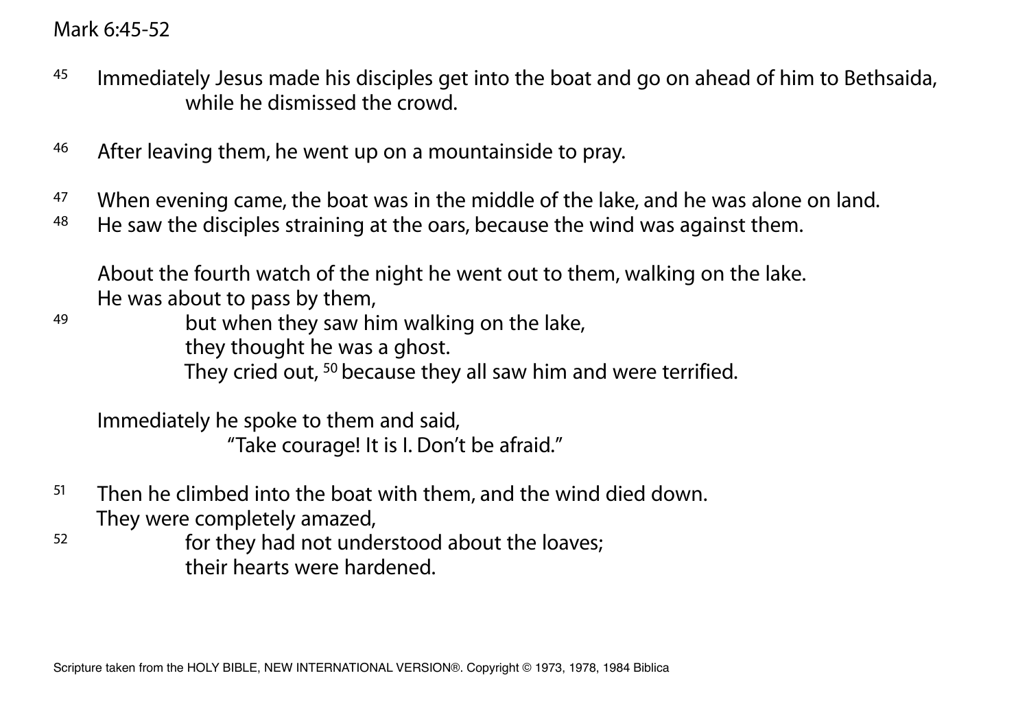Mark 6:45-52

[45] Immediately Jesus made his disciples get into the boat and go on ahead of him to Bethsaida,
while he dismissed the crowd.

[46] After leaving them, he went up on a mountainside to pray.

[47] When evening came, the boat was in the middle of the lake, and he was alone on land.
[48] He saw the disciples straining at the oars, because the wind was against them.

About the fourth watch of the night he went out to them, walking on the lake.
He was about to pass by them,
[49] but when they saw him walking on the lake,
they thought he was a ghost.
They cried out, [50] because they all saw him and were terrified.

Immediately he spoke to them and said,
"Take courage! It is I. Don't be afraid."

[51] Then he climbed into the boat with them, and the wind died down.
They were completely amazed,
[52] for they had not understood about the loaves;
their hearts were hardened.

Scripture taken from the HOLY BIBLE, NEW INTERNATIONAL VERSION®. Copyright © 1973, 1978, 1984 Biblica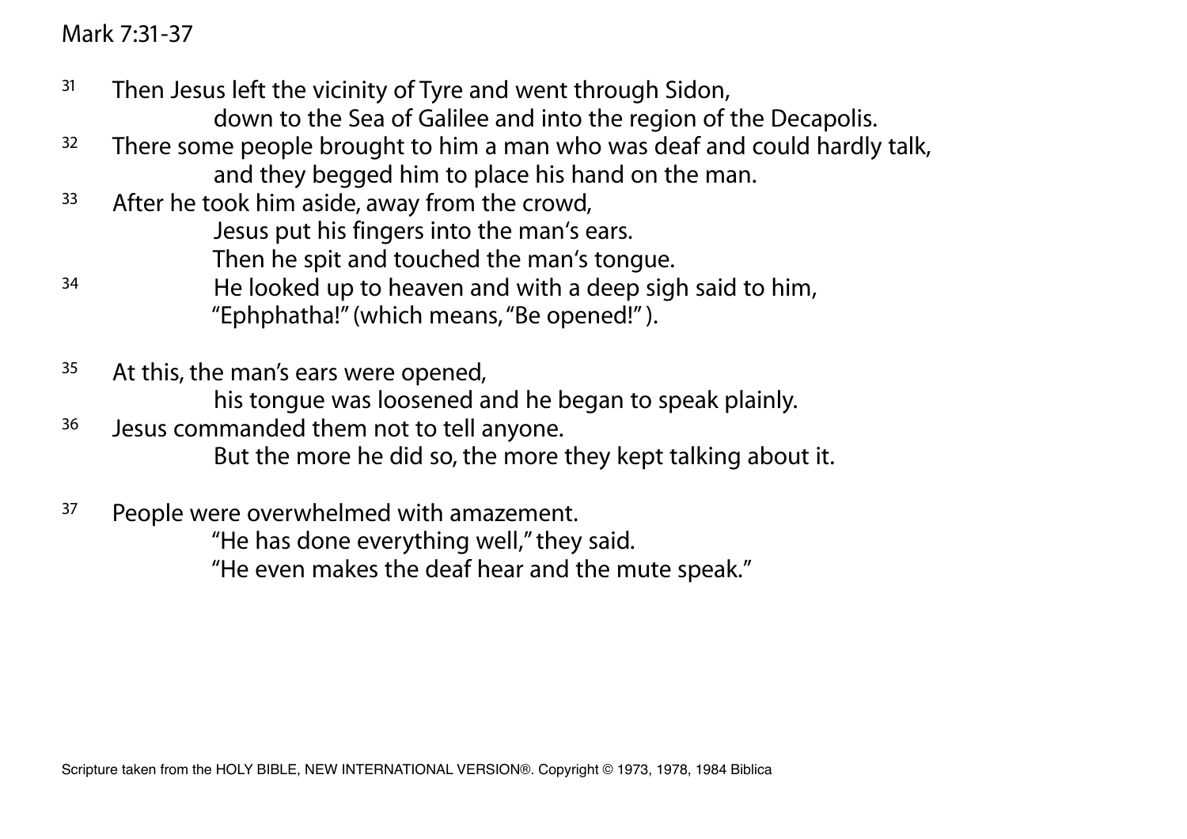Mark 7:31-37

[31] Then Jesus left the vicinity of Tyre and went through Sidon,
down to the Sea of Galilee and into the region of the Decapolis.
[32] There some people brought to him a man who was deaf and could hardly talk,
and they begged him to place his hand on the man.
[33] After he took him aside, away from the crowd,
Jesus put his fingers into the man's ears.
Then he spit and touched the man's tongue.
[34] He looked up to heaven and with a deep sigh said to him,
"Ephphatha!" (which means, "Be opened!").

[35] At this, the man's ears were opened,
his tongue was loosened and he began to speak plainly.
[36] Jesus commanded them not to tell anyone.
But the more he did so, the more they kept talking about it.

[37] People were overwhelmed with amazement.
"He has done everything well," they said.
"He even makes the deaf hear and the mute speak."

Scripture taken from the HOLY BIBLE, NEW INTERNATIONAL VERSION®. Copyright © 1973, 1978, 1984 Biblica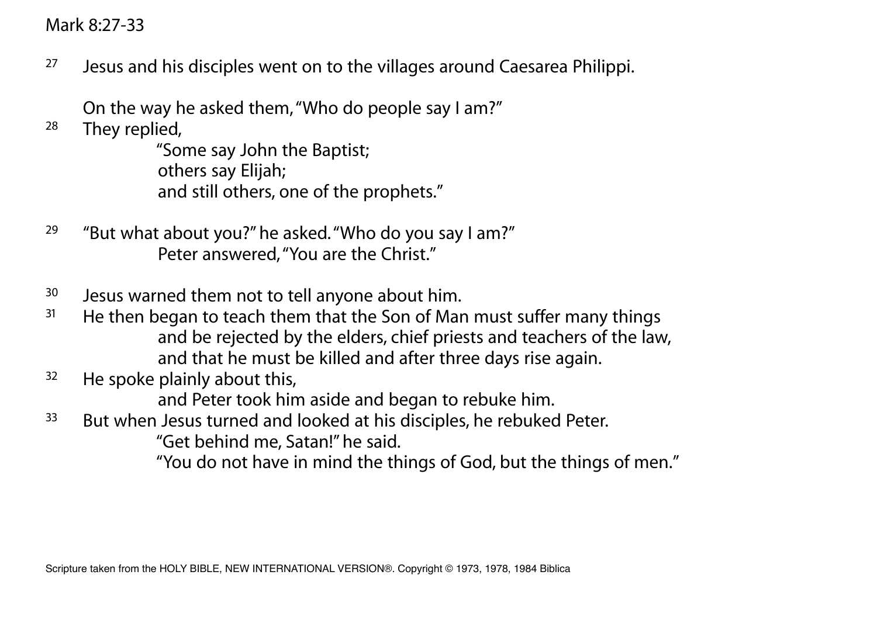Mark 8:27-33

[27] Jesus and his disciples went on to the villages around Caesarea Philippi.

On the way he asked them, "Who do people say I am?"

[28] They replied,

> "Some say John the Baptist;
> others say Elijah;
> and still others, one of the prophets."

[29] "But what about you?" he asked. "Who do you say I am?"

> Peter answered, "You are the Christ."

[30] Jesus warned them not to tell anyone about him.

[31] He then began to teach them that the Son of Man must suffer many things

> and be rejected by the elders, chief priests and teachers of the law,
> and that he must be killed and after three days rise again.

[32] He spoke plainly about this,

> and Peter took him aside and began to rebuke him.

[33] But when Jesus turned and looked at his disciples, he rebuked Peter.

> "Get behind me, Satan!" he said.
> "You do not have in mind the things of God, but the things of men."

Scripture taken from the HOLY BIBLE, NEW INTERNATIONAL VERSION®. Copyright © 1973, 1978, 1984 Biblica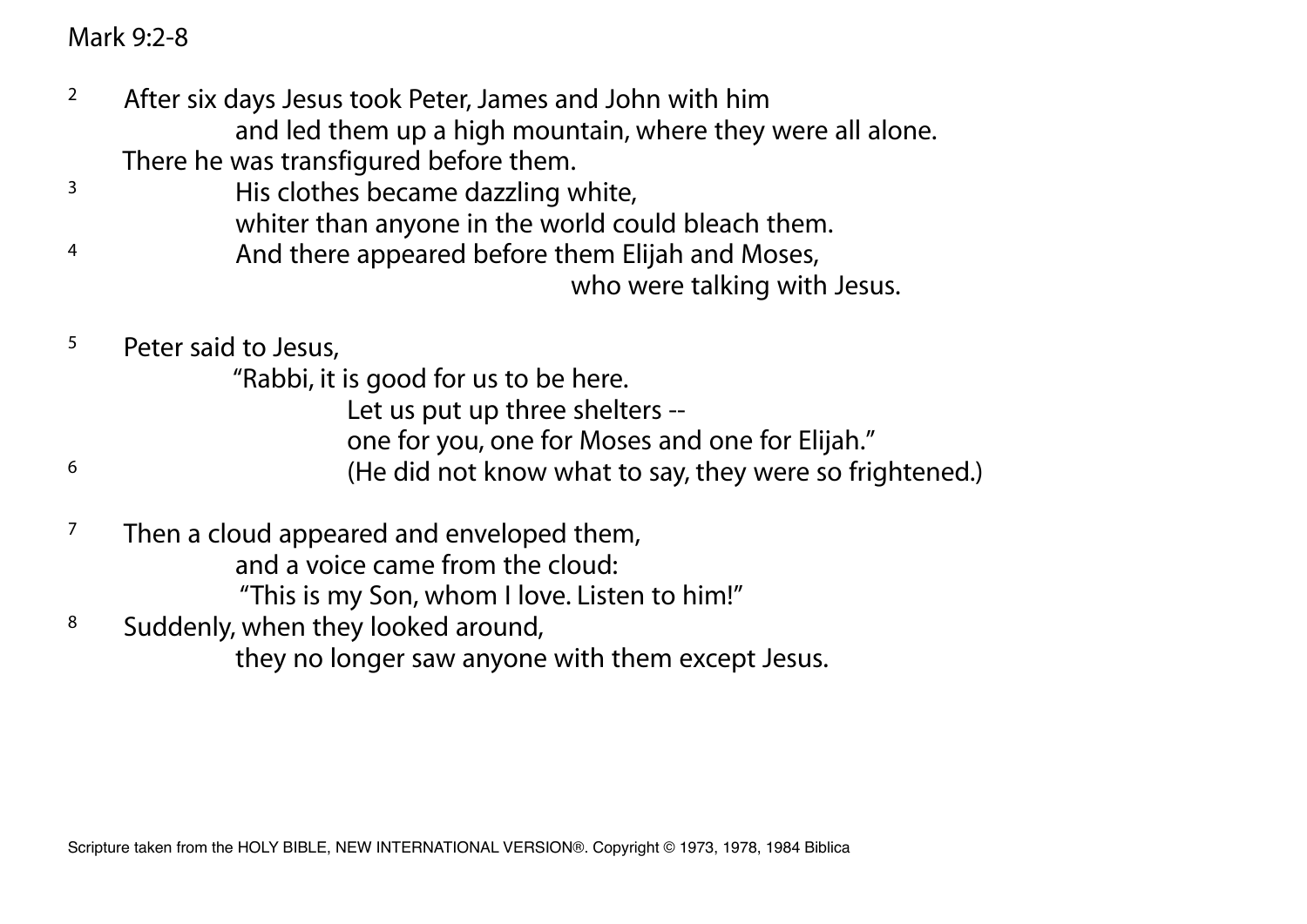Mark 9:2-8

[2] After six days Jesus took Peter, James and John with him
and led them up a high mountain, where they were all alone.
There he was transfigured before them.
[3] His clothes became dazzling white,
whiter than anyone in the world could bleach them.
[4] And there appeared before them Elijah and Moses,
who were talking with Jesus.

[5] Peter said to Jesus,
"Rabbi, it is good for us to be here.
Let us put up three shelters --
one for you, one for Moses and one for Elijah."
[6] (He did not know what to say, they were so frightened.)

[7] Then a cloud appeared and enveloped them,
and a voice came from the cloud:
"This is my Son, whom I love. Listen to him!"
[8] Suddenly, when they looked around,
they no longer saw anyone with them except Jesus.

Scripture taken from the HOLY BIBLE, NEW INTERNATIONAL VERSION®. Copyright © 1973, 1978, 1984 Biblica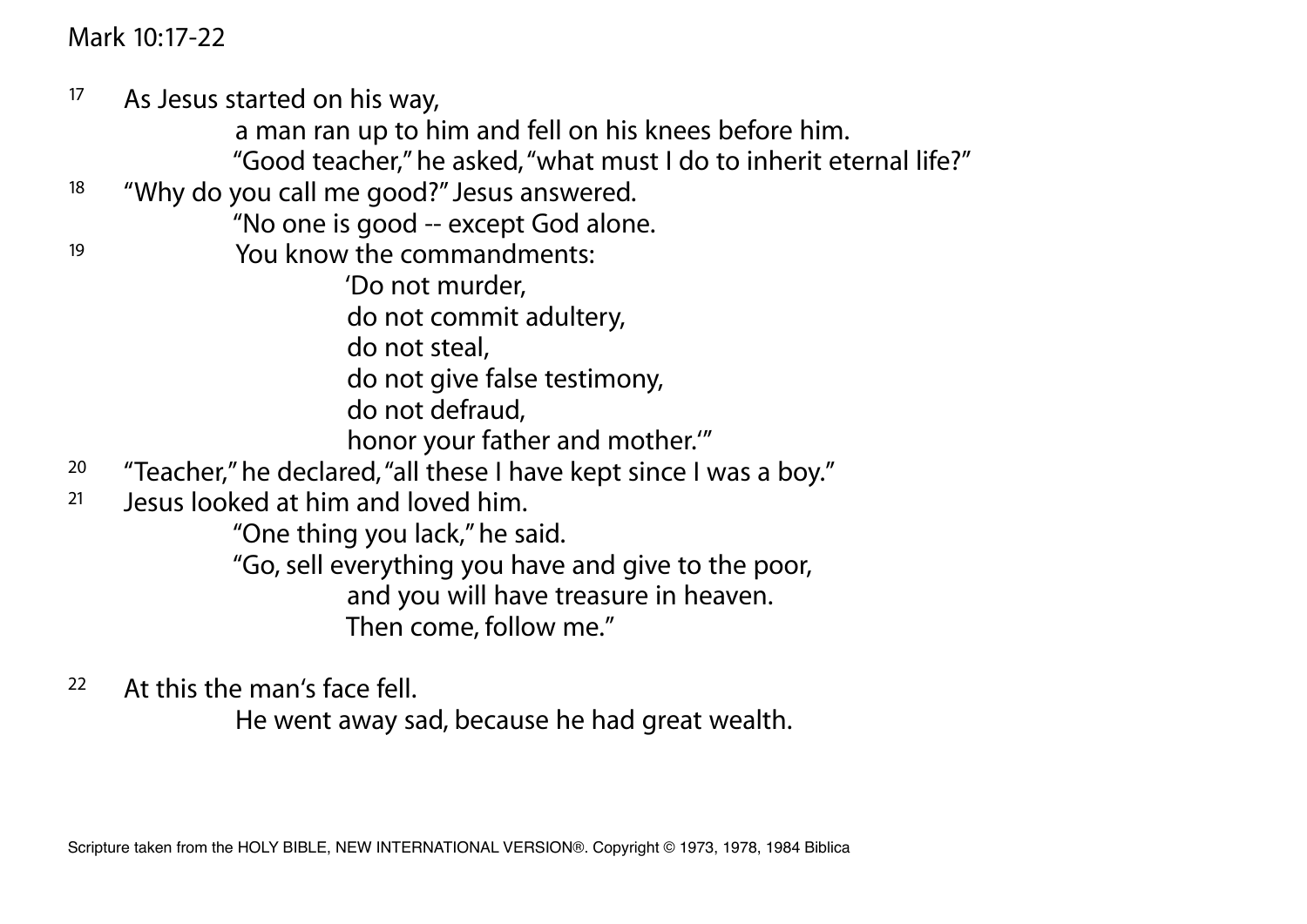Mark 10:17-22

[17] As Jesus started on his way,
a man ran up to him and fell on his knees before him.
"Good teacher," he asked, "what must I do to inherit eternal life?"

[18] "Why do you call me good?" Jesus answered.
"No one is good -- except God alone.

[19] You know the commandments:
'Do not murder,
do not commit adultery,
do not steal,
do not give false testimony,
do not defraud,
honor your father and mother.'"

[20] "Teacher," he declared, "all these I have kept since I was a boy."

[21] Jesus looked at him and loved him.
"One thing you lack," he said.
"Go, sell everything you have and give to the poor,
and you will have treasure in heaven.
Then come, follow me."

[22] At this the man's face fell.
He went away sad, because he had great wealth.

Scripture taken from the HOLY BIBLE, NEW INTERNATIONAL VERSION®. Copyright © 1973, 1978, 1984 Biblica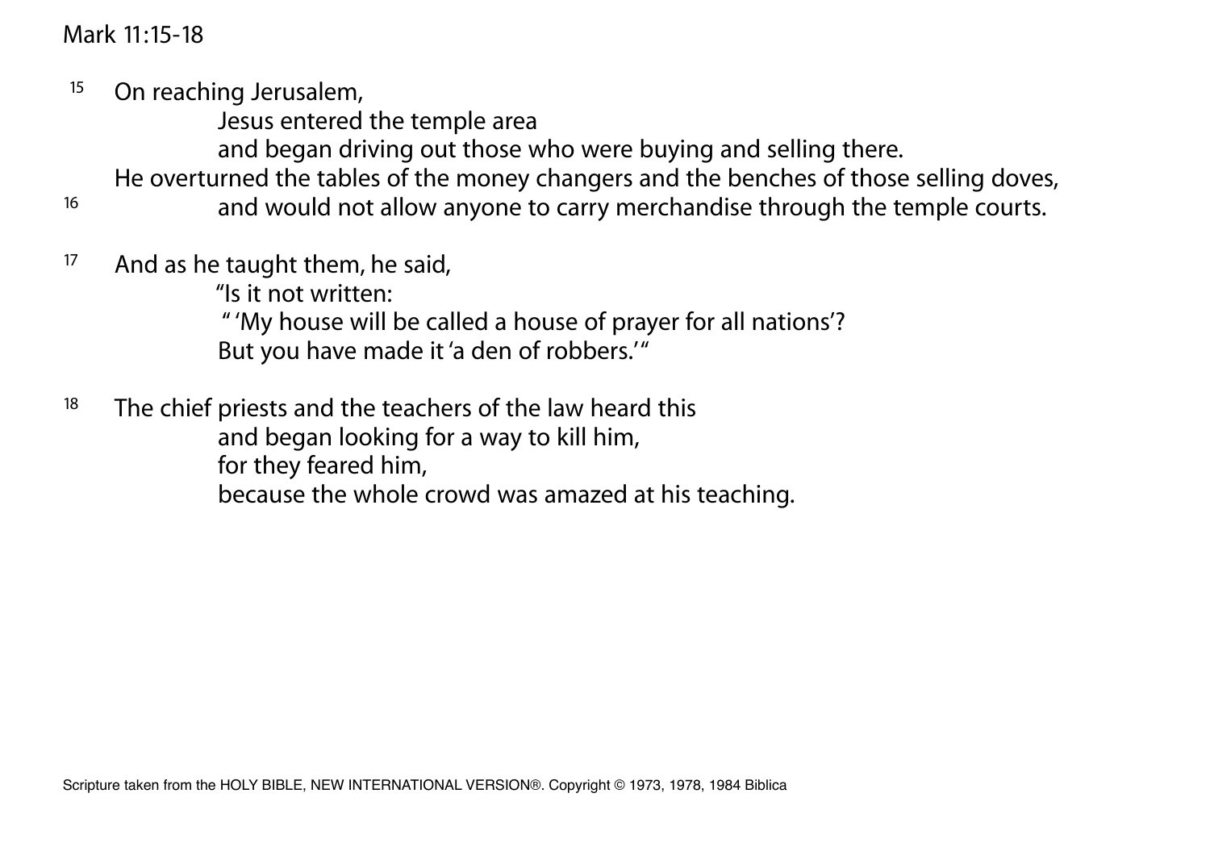Mark 11:15-18

[15] On reaching Jerusalem,
Jesus entered the temple area
and began driving out those who were buying and selling there.
He overturned the tables of the money changers and the benches of those selling doves,
[16] and would not allow anyone to carry merchandise through the temple courts.

[17] And as he taught them, he said,
"Is it not written:
" 'My house will be called a house of prayer for all nations'?
But you have made it 'a den of robbers.' "

[18] The chief priests and the teachers of the law heard this
and began looking for a way to kill him,
for they feared him,
because the whole crowd was amazed at his teaching.

Scripture taken from the HOLY BIBLE, NEW INTERNATIONAL VERSION®. Copyright © 1973, 1978, 1984 Biblica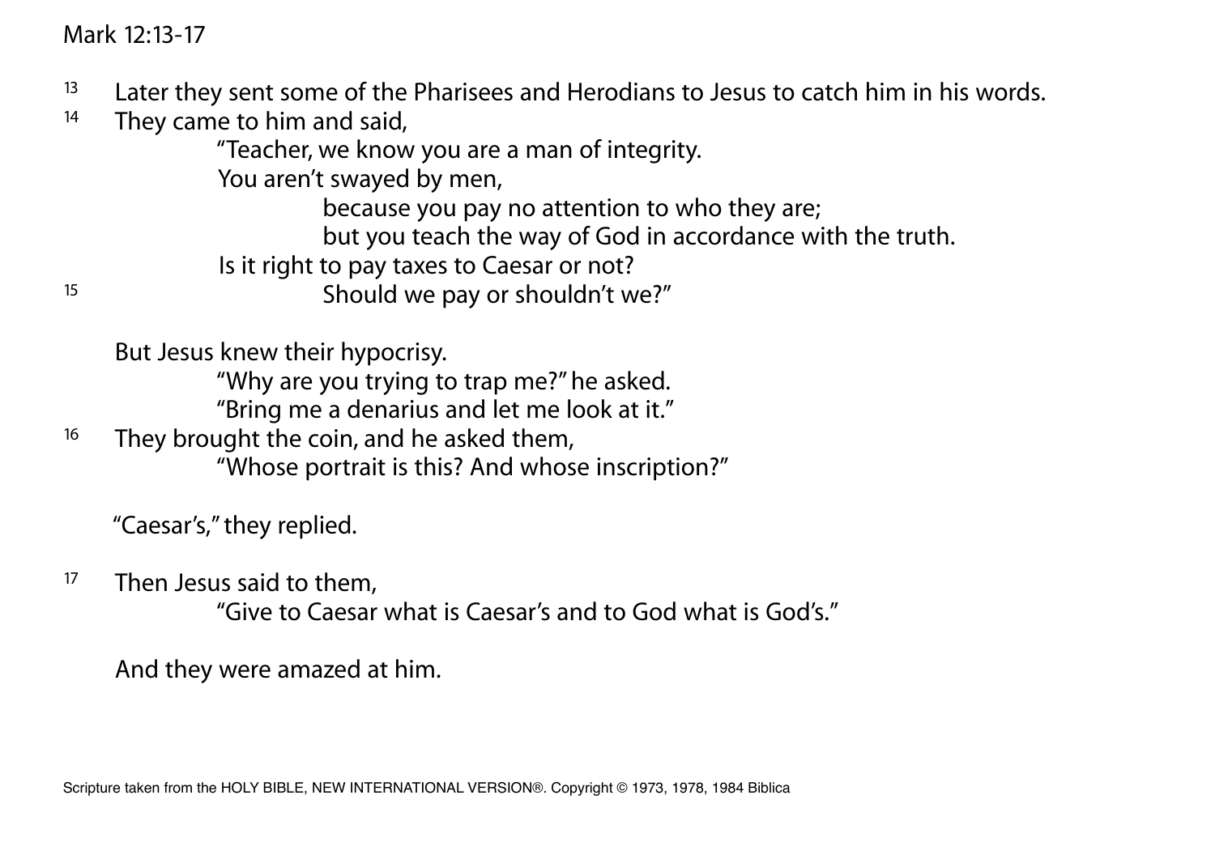Mark 12:13-17

[13] Later they sent some of the Pharisees and Herodians to Jesus to catch him in his words.
[14] They came to him and said,

"Teacher, we know you are a man of integrity.
You aren't swayed by men,
because you pay no attention to who they are;
but you teach the way of God in accordance with the truth.
Is it right to pay taxes to Caesar or not?
[15] Should we pay or shouldn't we?"

But Jesus knew their hypocrisy.

"Why are you trying to trap me?" he asked.
"Bring me a denarius and let me look at it."

[16] They brought the coin, and he asked them,

"Whose portrait is this? And whose inscription?"

"Caesar's," they replied.

[17] Then Jesus said to them,

"Give to Caesar what is Caesar's and to God what is God's."

And they were amazed at him.

Scripture taken from the HOLY BIBLE, NEW INTERNATIONAL VERSION®. Copyright © 1973, 1978, 1984 Biblica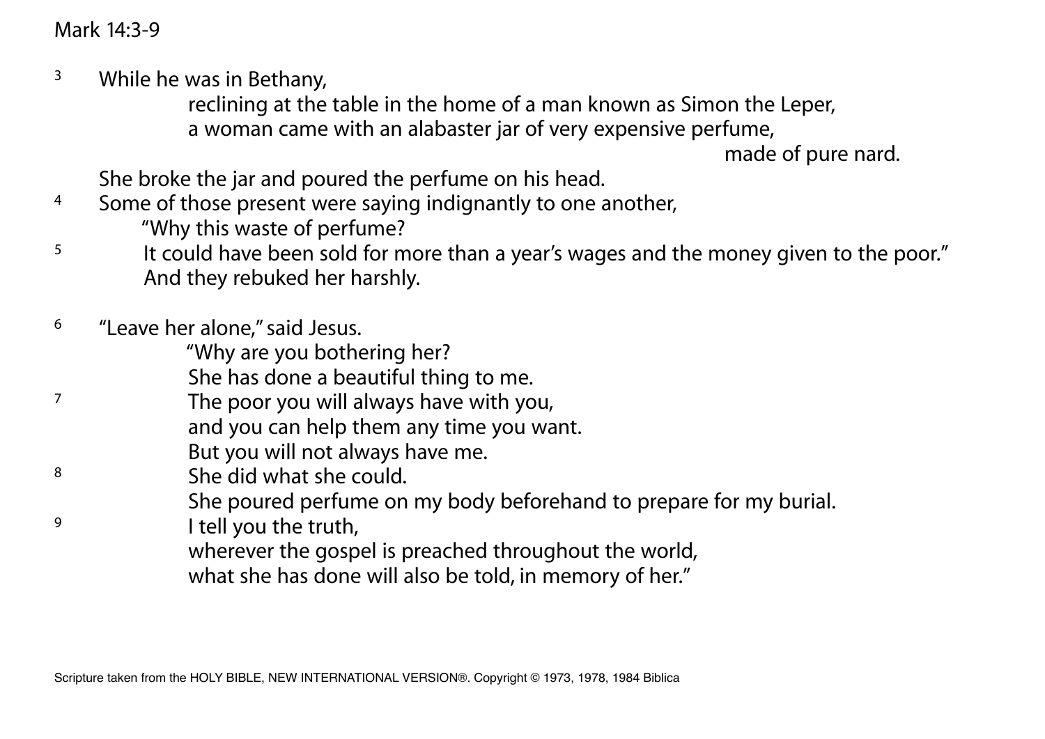Mark 14:3-9

3 While he was in Bethany,
reclining at the table in the home of a man known as Simon the Leper,
a woman came with an alabaster jar of very expensive perfume,
made of pure nard.
She broke the jar and poured the perfume on his head.
4 Some of those present were saying indignantly to one another,
"Why this waste of perfume?
5 It could have been sold for more than a year's wages and the money given to the poor."
And they rebuked her harshly.

6 "Leave her alone," said Jesus.
"Why are you bothering her?
She has done a beautiful thing to me.
7 The poor you will always have with you,
and you can help them any time you want.
But you will not always have me.
8 She did what she could.
She poured perfume on my body beforehand to prepare for my burial.
9 I tell you the truth,
wherever the gospel is preached throughout the world,
what she has done will also be told, in memory of her."

Scripture taken from the HOLY BIBLE, NEW INTERNATIONAL VERSION®. Copyright © 1973, 1978, 1984 Biblica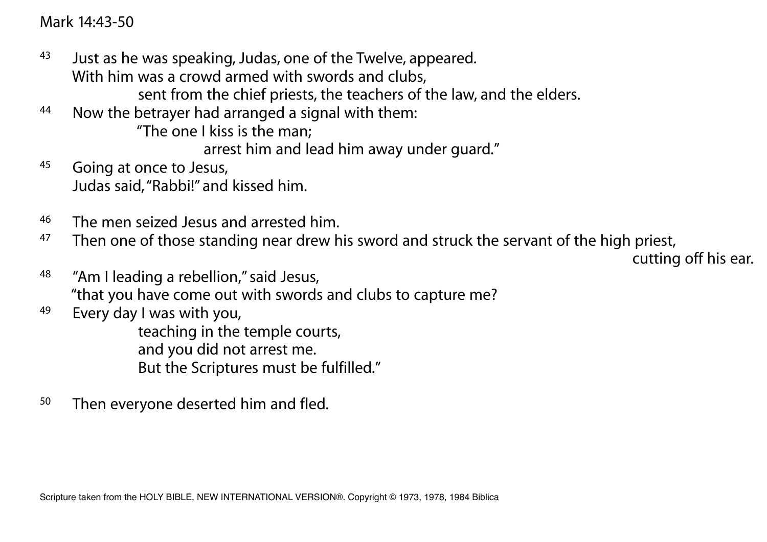Mark 14:43-50

[43] Just as he was speaking, Judas, one of the Twelve, appeared.
With him was a crowd armed with swords and clubs,
sent from the chief priests, the teachers of the law, and the elders.

[44] Now the betrayer had arranged a signal with them:
"The one I kiss is the man;
arrest him and lead him away under guard."

[45] Going at once to Jesus,
Judas said, "Rabbi!" and kissed him.

[46] The men seized Jesus and arrested him.

[47] Then one of those standing near drew his sword and struck the servant of the high priest,
cutting off his ear.

[48] "Am I leading a rebellion," said Jesus,
"that you have come out with swords and clubs to capture me?

[49] Every day I was with you,
teaching in the temple courts,
and you did not arrest me.
But the Scriptures must be fulfilled."

[50] Then everyone deserted him and fled.

Scripture taken from the HOLY BIBLE, NEW INTERNATIONAL VERSION®. Copyright © 1973, 1978, 1984 Biblica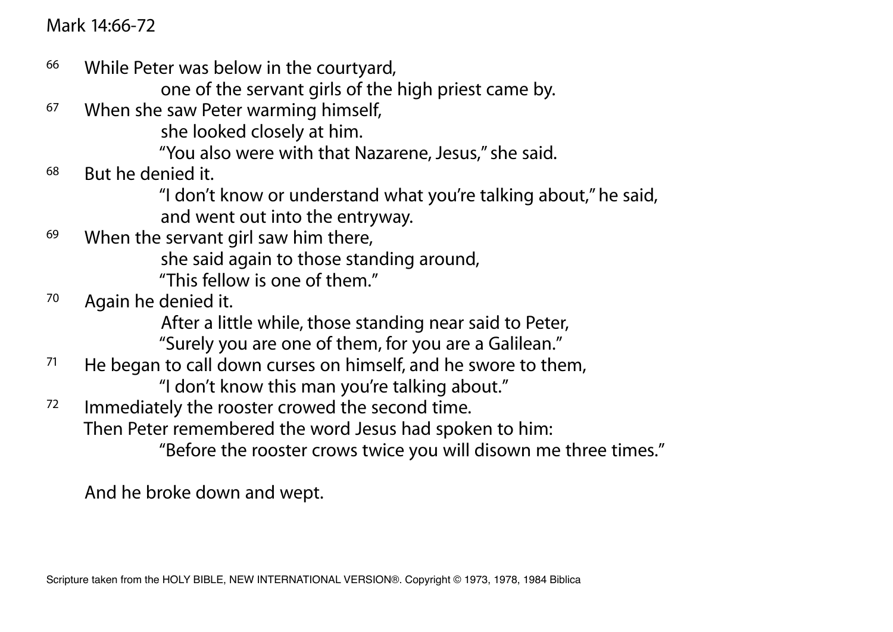Mark 14:66-72

66 While Peter was below in the courtyard,
one of the servant girls of the high priest came by.

67 When she saw Peter warming himself,
she looked closely at him.
"You also were with that Nazarene, Jesus," she said.

68 But he denied it.
"I don't know or understand what you're talking about," he said,
and went out into the entryway.

69 When the servant girl saw him there,
she said again to those standing around,
"This fellow is one of them."

70 Again he denied it.
After a little while, those standing near said to Peter,
"Surely you are one of them, for you are a Galilean."

71 He began to call down curses on himself, and he swore to them,
"I don't know this man you're talking about."

72 Immediately the rooster crowed the second time.
Then Peter remembered the word Jesus had spoken to him:
"Before the rooster crows twice you will disown me three times."

And he broke down and wept.

Scripture taken from the HOLY BIBLE, NEW INTERNATIONAL VERSION®. Copyright © 1973, 1978, 1984 Biblica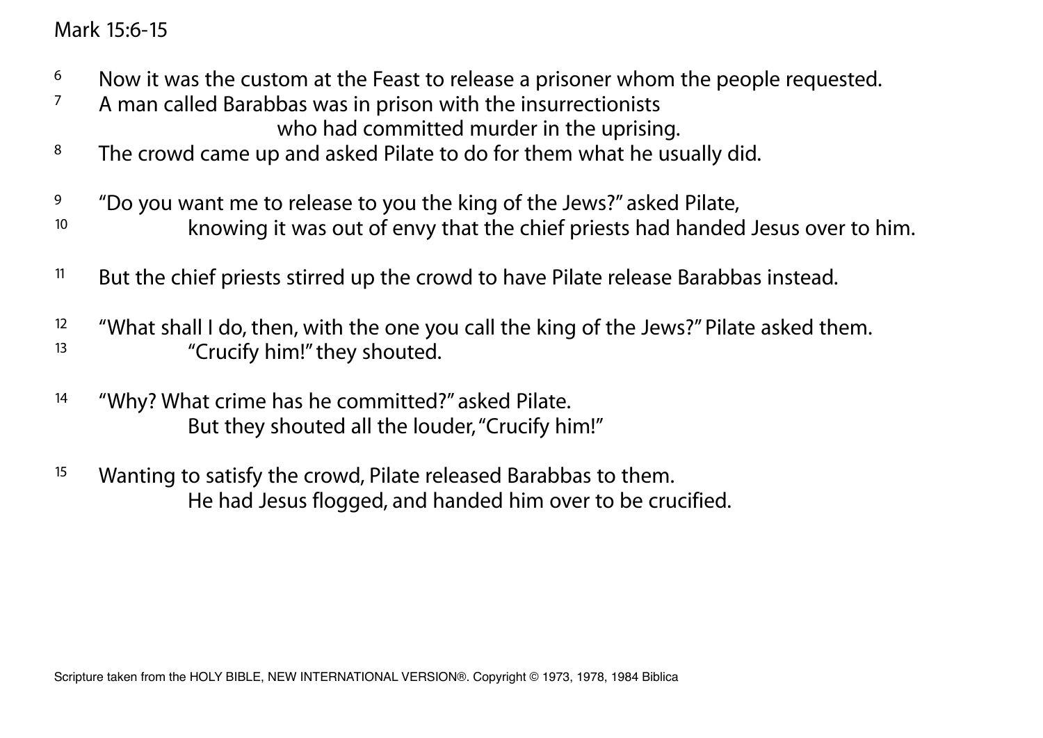Mark 15:6-15

[6] Now it was the custom at the Feast to release a prisoner whom the people requested.
[7] A man called Barabbas was in prison with the insurrectionists
who had committed murder in the uprising.
[8] The crowd came up and asked Pilate to do for them what he usually did.

[9] "Do you want me to release to you the king of the Jews?" asked Pilate,
[10] knowing it was out of envy that the chief priests had handed Jesus over to him.

[11] But the chief priests stirred up the crowd to have Pilate release Barabbas instead.

[12] "What shall I do, then, with the one you call the king of the Jews?" Pilate asked them.
[13] "Crucify him!" they shouted.

[14] "Why? What crime has he committed?" asked Pilate.
But they shouted all the louder, "Crucify him!"

[15] Wanting to satisfy the crowd, Pilate released Barabbas to them.
He had Jesus flogged, and handed him over to be crucified.

Scripture taken from the HOLY BIBLE, NEW INTERNATIONAL VERSION®. Copyright © 1973, 1978, 1984 Biblica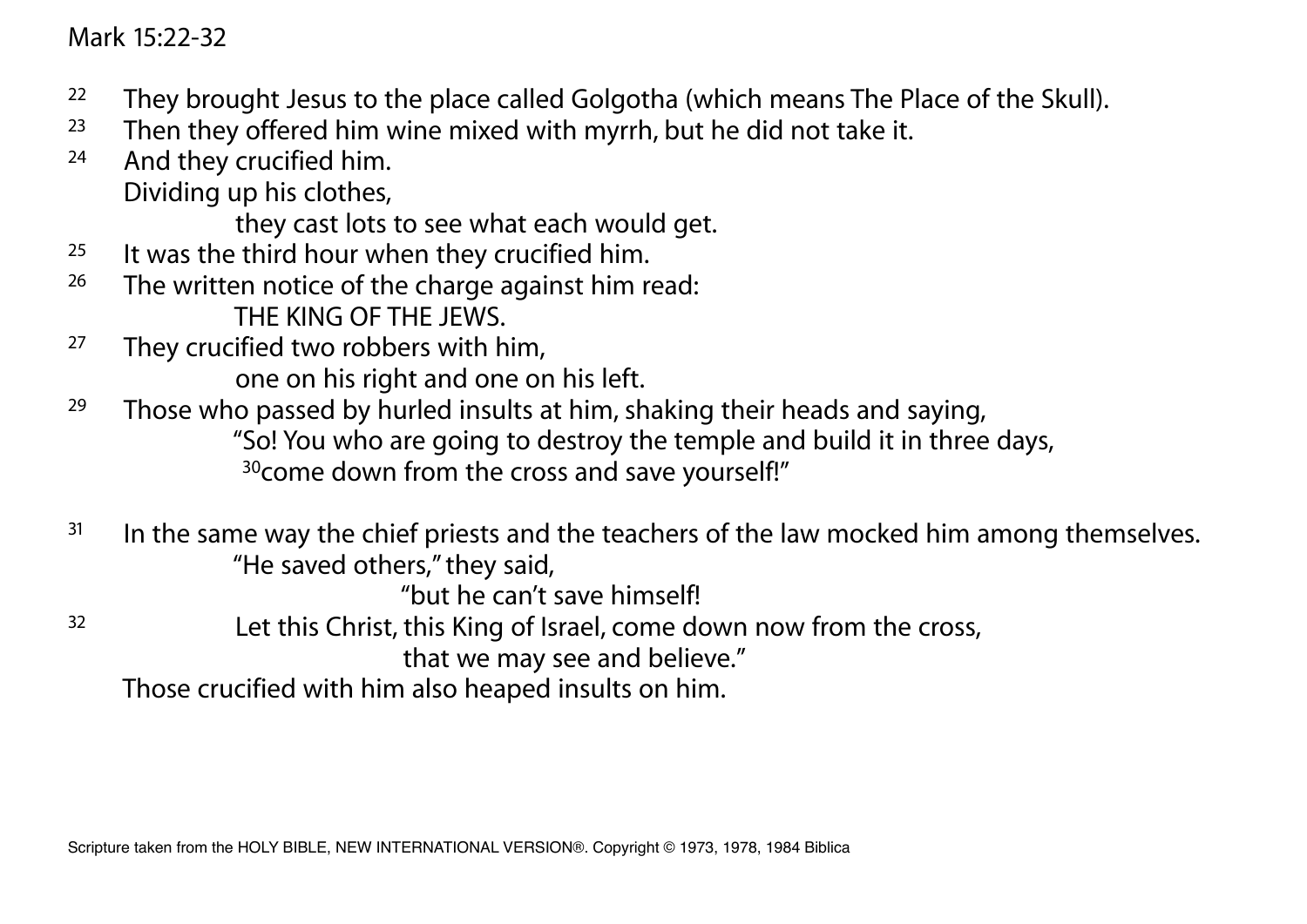Mark 15:22-32

22 They brought Jesus to the place called Golgotha (which means The Place of the Skull).
23 Then they offered him wine mixed with myrrh, but he did not take it.
24 And they crucified him.
Dividing up his clothes,
they cast lots to see what each would get.
25 It was the third hour when they crucified him.
26 The written notice of the charge against him read:
THE KING OF THE JEWS.
27 They crucified two robbers with him,
one on his right and one on his left.
29 Those who passed by hurled insults at him, shaking their heads and saying,
"So! You who are going to destroy the temple and build it in three days,
30 come down from the cross and save yourself!"

31 In the same way the chief priests and the teachers of the law mocked him among themselves.
"He saved others," they said,
"but he can't save himself!
32 Let this Christ, this King of Israel, come down now from the cross,
that we may see and believe."
Those crucified with him also heaped insults on him.

Scripture taken from the HOLY BIBLE, NEW INTERNATIONAL VERSION®. Copyright © 1973, 1978, 1984 Biblica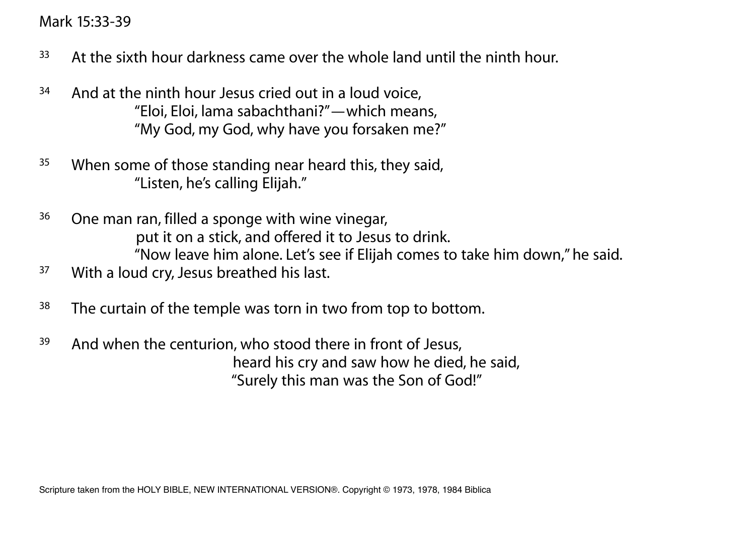Mark 15:33-39

33 At the sixth hour darkness came over the whole land until the ninth hour.

34 And at the ninth hour Jesus cried out in a loud voice,
"Eloi, Eloi, lama sabachthani?"—which means,
"My God, my God, why have you forsaken me?"

35 When some of those standing near heard this, they said,
"Listen, he's calling Elijah."

36 One man ran, filled a sponge with wine vinegar,
put it on a stick, and offered it to Jesus to drink.
"Now leave him alone. Let's see if Elijah comes to take him down," he said.

37 With a loud cry, Jesus breathed his last.

38 The curtain of the temple was torn in two from top to bottom.

39 And when the centurion, who stood there in front of Jesus,
heard his cry and saw how he died, he said,
"Surely this man was the Son of God!"

Scripture taken from the HOLY BIBLE, NEW INTERNATIONAL VERSION®. Copyright © 1973, 1978, 1984 Biblica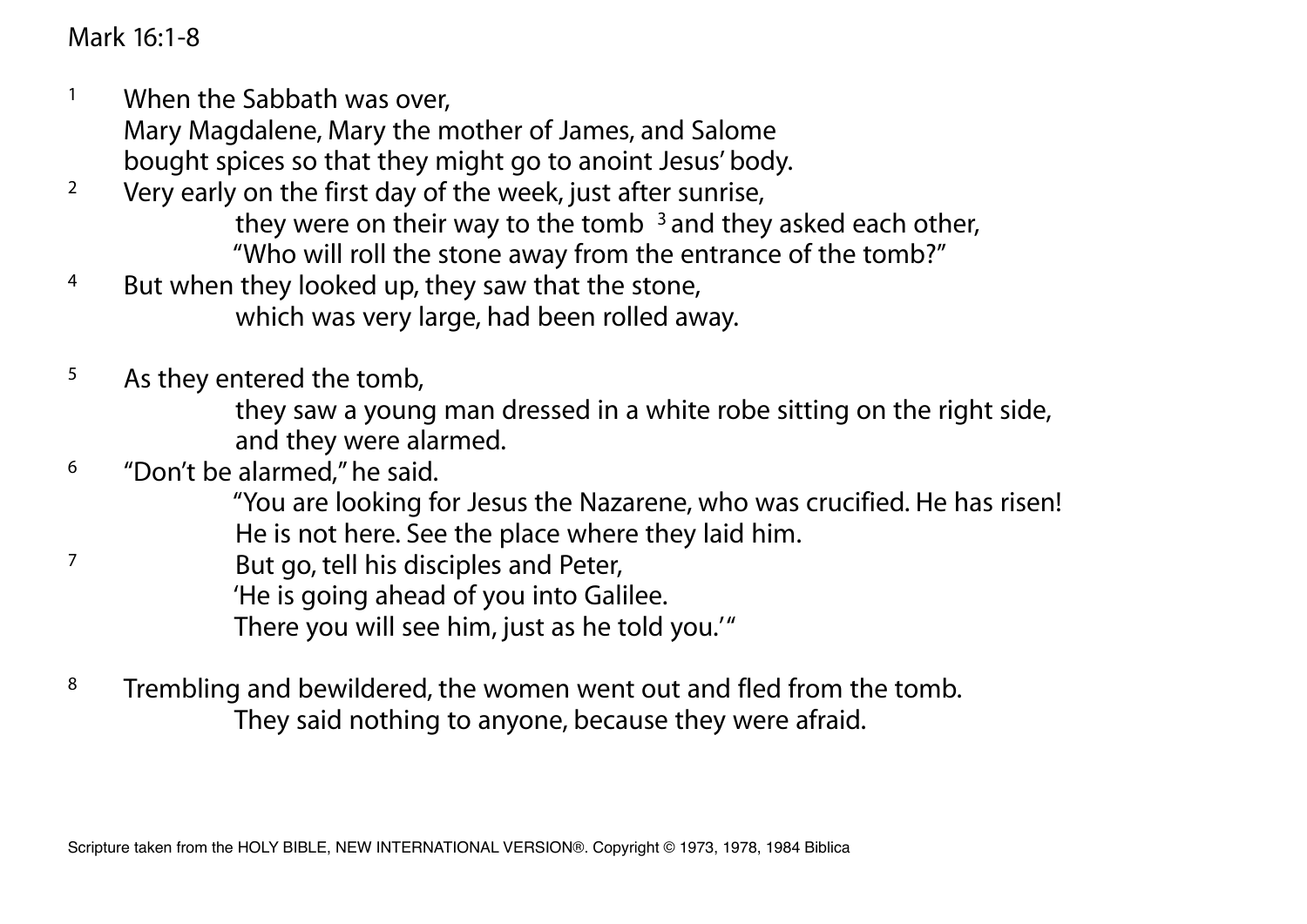Mark 16:1-8

[1] When the Sabbath was over,
Mary Magdalene, Mary the mother of James, and Salome
bought spices so that they might go to anoint Jesus' body.

[2] Very early on the first day of the week, just after sunrise,
they were on their way to the tomb [3] and they asked each other,
"Who will roll the stone away from the entrance of the tomb?"

[4] But when they looked up, they saw that the stone,
which was very large, had been rolled away.

[5] As they entered the tomb,
they saw a young man dressed in a white robe sitting on the right side,
and they were alarmed.

[6] "Don't be alarmed," he said.
"You are looking for Jesus the Nazarene, who was crucified. He has risen!
He is not here. See the place where they laid him.

[7] But go, tell his disciples and Peter,
'He is going ahead of you into Galilee.
There you will see him, just as he told you.'"

[8] Trembling and bewildered, the women went out and fled from the tomb.
They said nothing to anyone, because they were afraid.

Scripture taken from the HOLY BIBLE, NEW INTERNATIONAL VERSION®. Copyright © 1973, 1978, 1984 Biblica